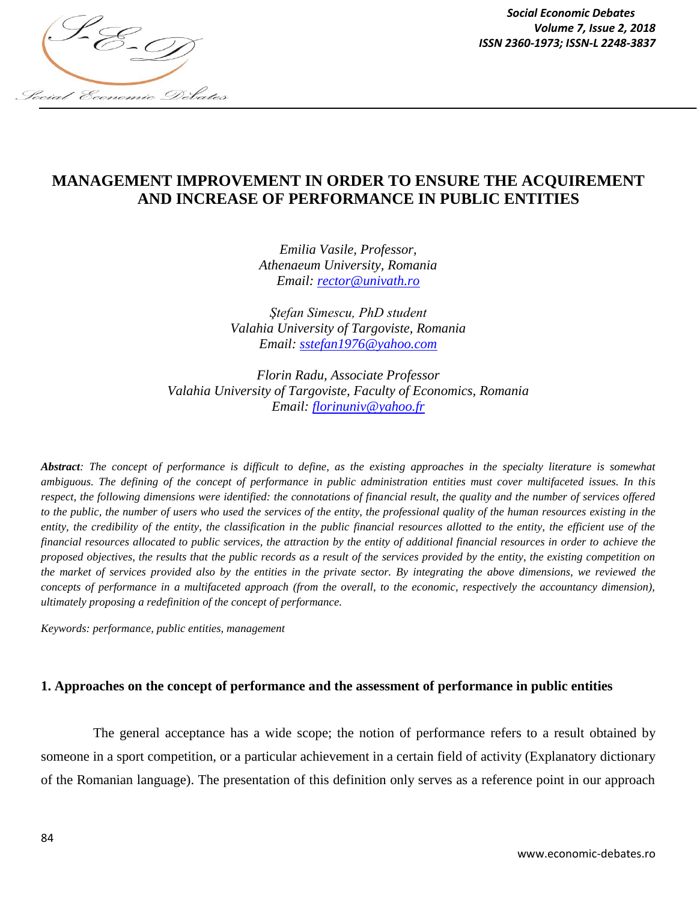# MANAGEMENT IMPROVEMENT IN ORDER TO ENSURE THE ACQUIREMENT AND INCREASE OF PERFORMANCE IN PUBLIC ENTITIES

*Emilia Vasile, Professor,*
*Athenaeum University, Romania*
*Email: rectorunivath.ro*

*Ştefan Simescu, PhD student*
*Valahia University of Targoviste, Romania*
*Email: sstefan1976@yahoo.com*

*Florin Radu, Associate Professor*
*Valahia University of Targoviste, Faculty of Economics, Romania*
*Email: florinuniv@yahoo.fr*

***Abstract**: The concept of performance is difficult to define, as the existing approaches in the specialty literature is somewhat ambiguous. The defining of the concept of performance in public administration entities must cover multifaceted issues. In this respect, the following dimensions were identified: the connotations of financial result, the quality and the number of services offered to the public, the number of users who used the services of the entity, the professional quality of the human resources existing in the entity, the credibility of the entity, the classification in the public financial resources allotted to the entity, the efficient use of the financial resources allocated to public services, the attraction by the entity of additional financial resources in order to achieve the proposed objectives, the results that the public records as a result of the services provided by the entity, the existing competition on the market of services provided also by the entities in the private sector. By integrating the above dimensions, we reviewed the concepts of performance in a multifaceted approach (from the overall, to the economic, respectively the accountancy dimension), ultimately proposing a redefinition of the concept of performance.*

*Keywords: performance, public entities, management*

## 1. Approaches on the concept of performance and the assessment of performance in public entities

The general acceptance has a wide scope; the notion of performance refers to a result obtained by someone in a sport competition, or a particular achievement in a certain field of activity (Explanatory dictionary of the Romanian language). The presentation of this definition only serves as a reference point in our approach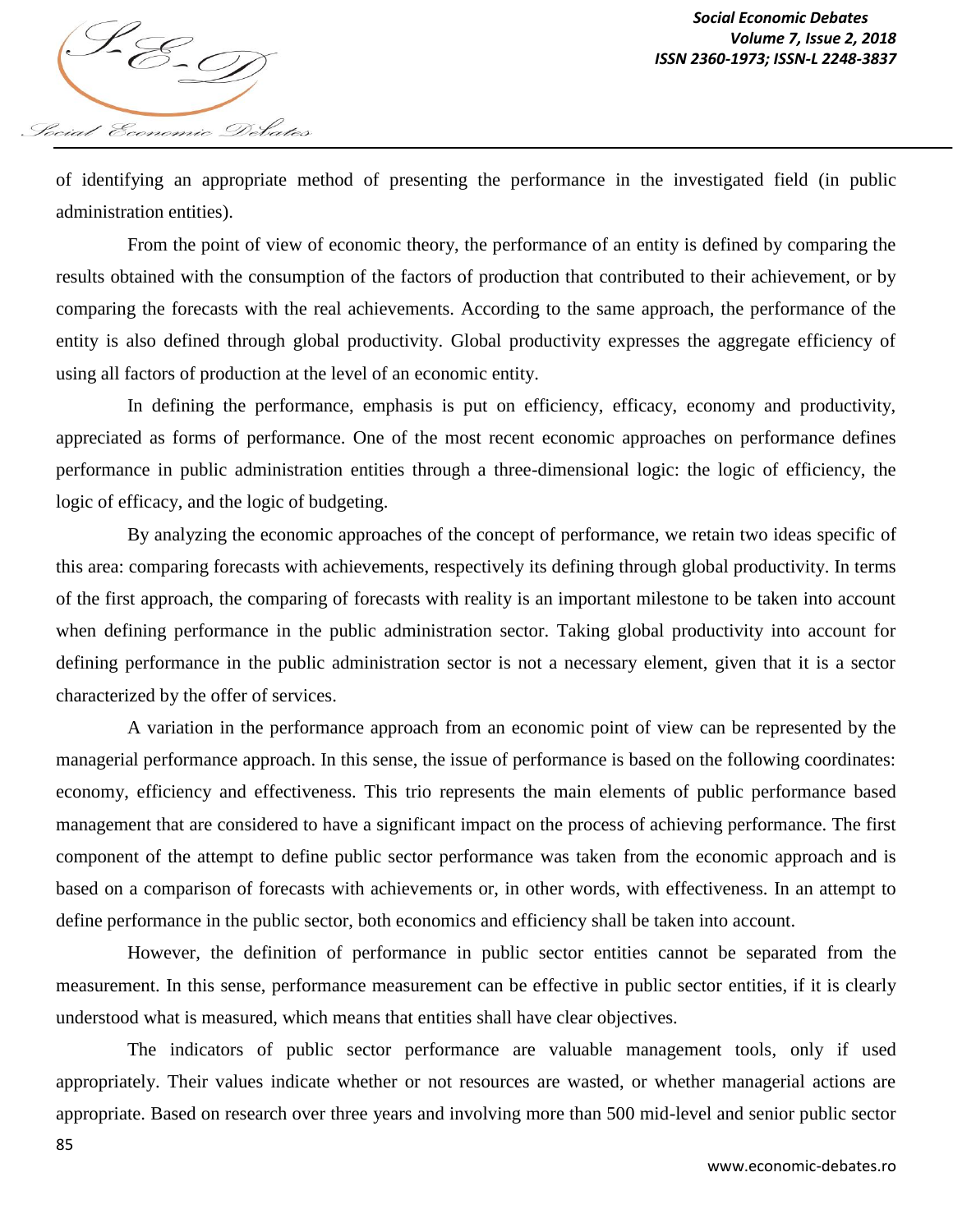of identifying an appropriate method of presenting the performance in the investigated field (in public administration entities).

From the point of view of economic theory, the performance of an entity is defined by comparing the results obtained with the consumption of the factors of production that contributed to their achievement, or by comparing the forecasts with the real achievements. According to the same approach, the performance of the entity is also defined through global productivity. Global productivity expresses the aggregate efficiency of using all factors of production at the level of an economic entity.

In defining the performance, emphasis is put on efficiency, efficacy, economy and productivity, appreciated as forms of performance. One of the most recent economic approaches on performance defines performance in public administration entities through a three-dimensional logic: the logic of efficiency, the logic of efficacy, and the logic of budgeting.

By analyzing the economic approaches of the concept of performance, we retain two ideas specific of this area: comparing forecasts with achievements, respectively its defining through global productivity. In terms of the first approach, the comparing of forecasts with reality is an important milestone to be taken into account when defining performance in the public administration sector. Taking global productivity into account for defining performance in the public administration sector is not a necessary element, given that it is a sector characterized by the offer of services.

A variation in the performance approach from an economic point of view can be represented by the managerial performance approach. In this sense, the issue of performance is based on the following coordinates: economy, efficiency and effectiveness. This trio represents the main elements of public performance based management that are considered to have a significant impact on the process of achieving performance. The first component of the attempt to define public sector performance was taken from the economic approach and is based on a comparison of forecasts with achievements or, in other words, with effectiveness. In an attempt to define performance in the public sector, both economics and efficiency shall be taken into account.

However, the definition of performance in public sector entities cannot be separated from the measurement. In this sense, performance measurement can be effective in public sector entities, if it is clearly understood what is measured, which means that entities shall have clear objectives.

The indicators of public sector performance are valuable management tools, only if used appropriately. Their values indicate whether or not resources are wasted, or whether managerial actions are appropriate. Based on research over three years and involving more than 500 mid-level and senior public sector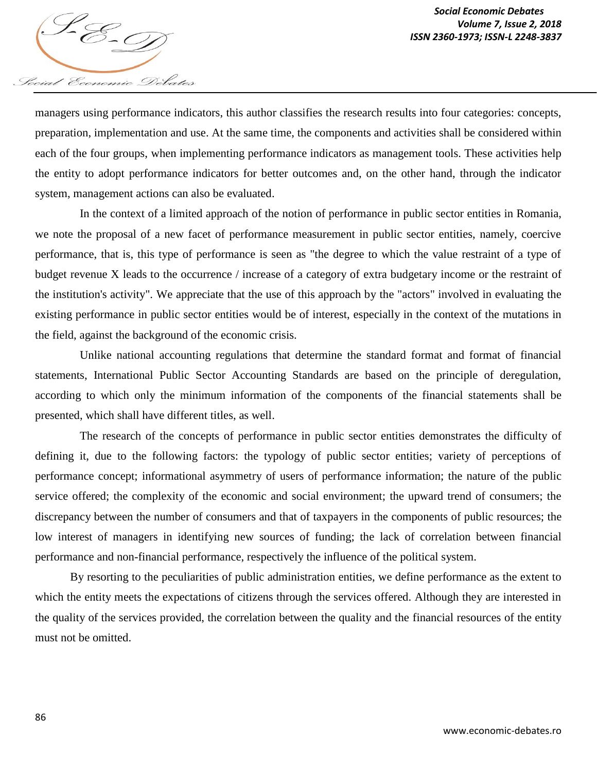managers using performance indicators, this author classifies the research results into four categories: concepts, preparation, implementation and use. At the same time, the components and activities shall be considered within each of the four groups, when implementing performance indicators as management tools. These activities help the entity to adopt performance indicators for better outcomes and, on the other hand, through the indicator system, management actions can also be evaluated.

In the context of a limited approach of the notion of performance in public sector entities in Romania, we note the proposal of a new facet of performance measurement in public sector entities, namely, coercive performance, that is, this type of performance is seen as "the degree to which the value restraint of a type of budget revenue X leads to the occurrence / increase of a category of extra budgetary income or the restraint of the institution's activity". We appreciate that the use of this approach by the "actors" involved in evaluating the existing performance in public sector entities would be of interest, especially in the context of the mutations in the field, against the background of the economic crisis.

Unlike national accounting regulations that determine the standard format and format of financial statements, International Public Sector Accounting Standards are based on the principle of deregulation, according to which only the minimum information of the components of the financial statements shall be presented, which shall have different titles, as well.

The research of the concepts of performance in public sector entities demonstrates the difficulty of defining it, due to the following factors: the typology of public sector entities; variety of perceptions of performance concept; informational asymmetry of users of performance information; the nature of the public service offered; the complexity of the economic and social environment; the upward trend of consumers; the discrepancy between the number of consumers and that of taxpayers in the components of public resources; the low interest of managers in identifying new sources of funding; the lack of correlation between financial performance and non-financial performance, respectively the influence of the political system.

By resorting to the peculiarities of public administration entities, we define performance as the extent to which the entity meets the expectations of citizens through the services offered. Although they are interested in the quality of the services provided, the correlation between the quality and the financial resources of the entity must not be omitted.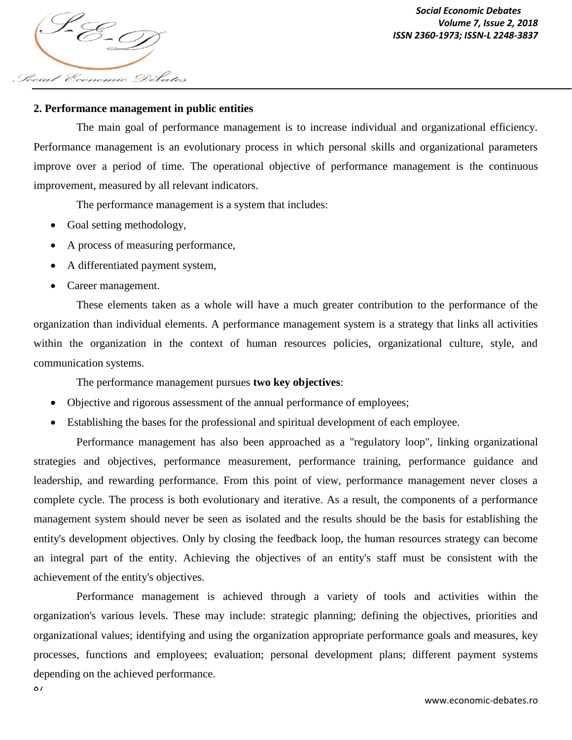## 2. Performance management in public entities

The main goal of performance management is to increase individual and organizational efficiency. Performance management is an evolutionary process in which personal skills and organizational parameters improve over a period of time. The operational objective of performance management is the continuous improvement, measured by all relevant indicators.

The performance management is a system that includes:

- Goal setting methodology,
- A process of measuring performance,
- A differentiated payment system,
- Career management.

These elements taken as a whole will have a much greater contribution to the performance of the organization than individual elements. A performance management system is a strategy that links all activities within the organization in the context of human resources policies, organizational culture, style, and communication systems.

The performance management pursues **two key objectives**:

- Objective and rigorous assessment of the annual performance of employees;
- Establishing the bases for the professional and spiritual development of each employee.

Performance management has also been approached as a "regulatory loop", linking organizational strategies and objectives, performance measurement, performance training, performance guidance and leadership, and rewarding performance. From this point of view, performance management never closes a complete cycle. The process is both evolutionary and iterative. As a result, the components of a performance management system should never be seen as isolated and the results should be the basis for establishing the entity's development objectives. Only by closing the feedback loop, the human resources strategy can become an integral part of the entity. Achieving the objectives of an entity's staff must be consistent with the achievement of the entity's objectives.

Performance management is achieved through a variety of tools and activities within the organization's various levels. These may include: strategic planning; defining the objectives, priorities and organizational values; identifying and using the organization appropriate performance goals and measures, key processes, functions and employees; evaluation; personal development plans; different payment systems depending on the achieved performance.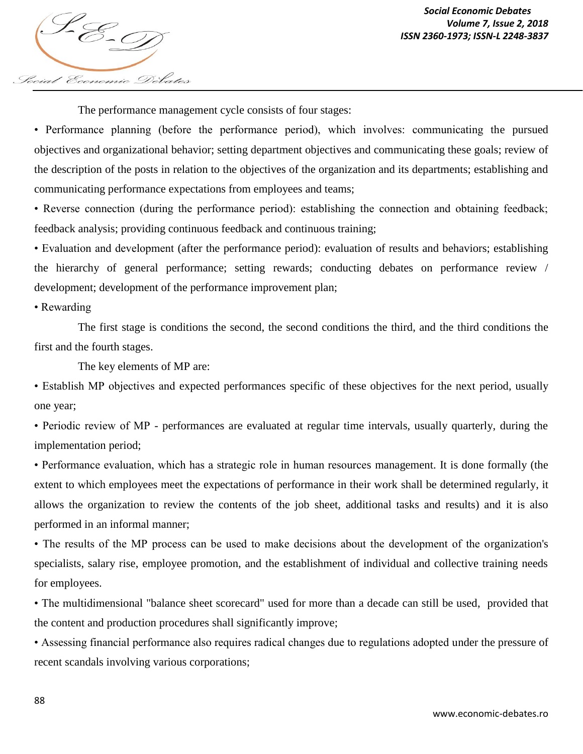The performance management cycle consists of four stages:

- Performance planning (before the performance period), which involves: communicating the pursued objectives and organizational behavior; setting department objectives and communicating these goals; review of the description of the posts in relation to the objectives of the organization and its departments; establishing and communicating performance expectations from employees and teams;
- Reverse connection (during the performance period): establishing the connection and obtaining feedback; feedback analysis; providing continuous feedback and continuous training;
- Evaluation and development (after the performance period): evaluation of results and behaviors; establishing the hierarchy of general performance; setting rewards; conducting debates on performance review / development; development of the performance improvement plan;
- Rewarding

The first stage is conditions the second, the second conditions the third, and the third conditions the first and the fourth stages.

The key elements of MP are:

- Establish MP objectives and expected performances specific of these objectives for the next period, usually one year;
- Periodic review of MP - performances are evaluated at regular time intervals, usually quarterly, during the implementation period;
- Performance evaluation, which has a strategic role in human resources management. It is done formally (the extent to which employees meet the expectations of performance in their work shall be determined regularly, it allows the organization to review the contents of the job sheet, additional tasks and results) and it is also performed in an informal manner;
- The results of the MP process can be used to make decisions about the development of the organization's specialists, salary rise, employee promotion, and the establishment of individual and collective training needs for employees.
- The multidimensional "balance sheet scorecard" used for more than a decade can still be used, provided that the content and production procedures shall significantly improve;
- Assessing financial performance also requires radical changes due to regulations adopted under the pressure of recent scandals involving various corporations;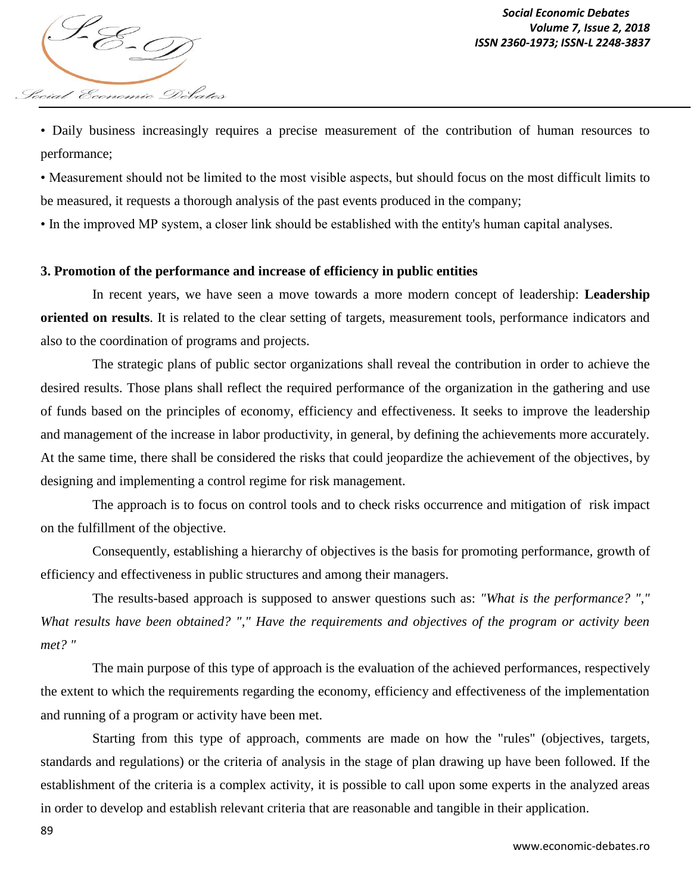- Daily business increasingly requires a precise measurement of the contribution of human resources to performance;
- Measurement should not be limited to the most visible aspects, but should focus on the most difficult limits to be measured, it requests a thorough analysis of the past events produced in the company;
- In the improved MP system, a closer link should be established with the entity's human capital analyses.

## 3. Promotion of the performance and increase of efficiency in public entities

In recent years, we have seen a move towards a more modern concept of leadership: **Leadership oriented on results**. It is related to the clear setting of targets, measurement tools, performance indicators and also to the coordination of programs and projects.

The strategic plans of public sector organizations shall reveal the contribution in order to achieve the desired results. Those plans shall reflect the required performance of the organization in the gathering and use of funds based on the principles of economy, efficiency and effectiveness. It seeks to improve the leadership and management of the increase in labor productivity, in general, by defining the achievements more accurately. At the same time, there shall be considered the risks that could jeopardize the achievement of the objectives, by designing and implementing a control regime for risk management.

The approach is to focus on control tools and to check risks occurrence and mitigation of risk impact on the fulfillment of the objective.

Consequently, establishing a hierarchy of objectives is the basis for promoting performance, growth of efficiency and effectiveness in public structures and among their managers.

The results-based approach is supposed to answer questions such as: *"What is the performance? "," What results have been obtained? "," Have the requirements and objectives of the program or activity been met? "*

The main purpose of this type of approach is the evaluation of the achieved performances, respectively the extent to which the requirements regarding the economy, efficiency and effectiveness of the implementation and running of a program or activity have been met.

Starting from this type of approach, comments are made on how the "rules" (objectives, targets, standards and regulations) or the criteria of analysis in the stage of plan drawing up have been followed. If the establishment of the criteria is a complex activity, it is possible to call upon some experts in the analyzed areas in order to develop and establish relevant criteria that are reasonable and tangible in their application.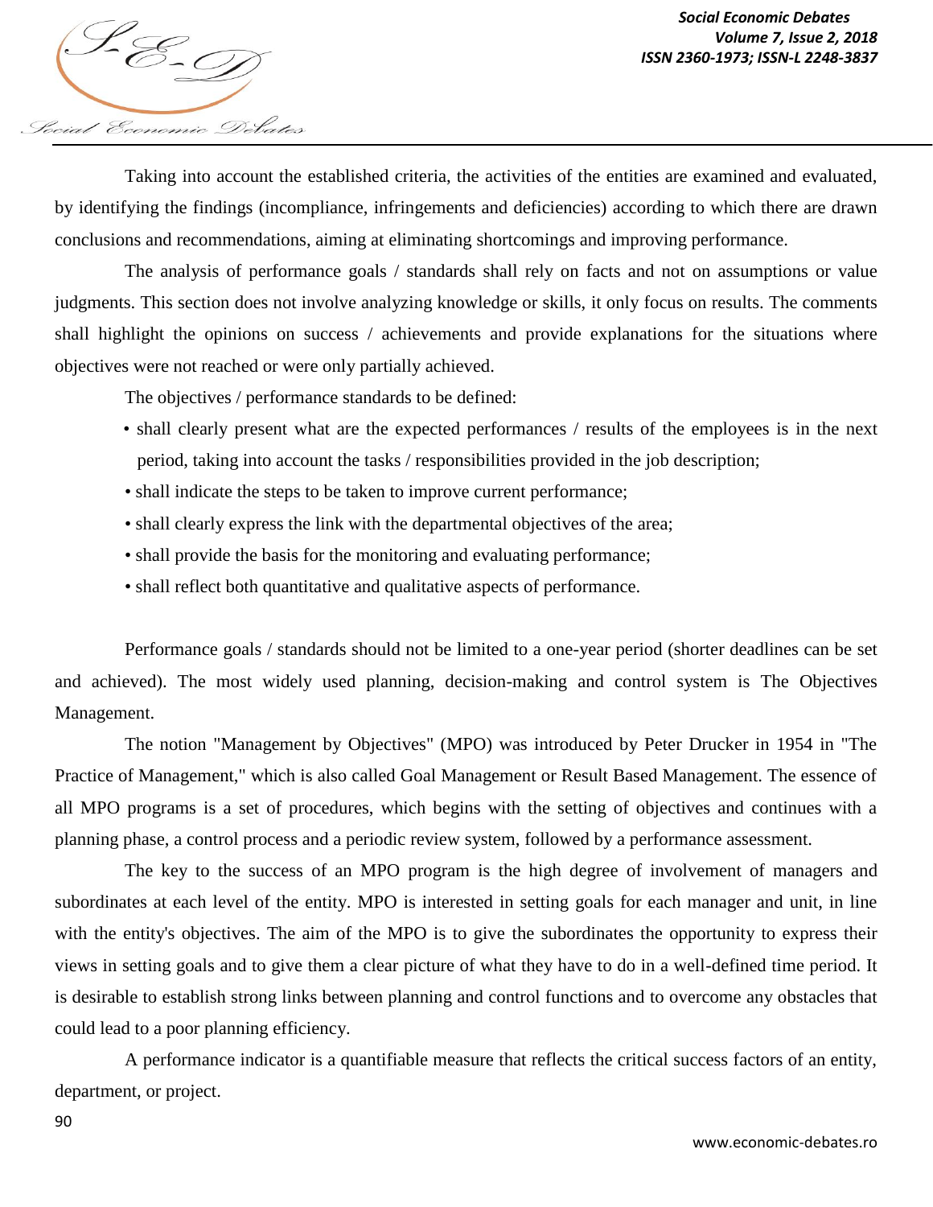Taking into account the established criteria, the activities of the entities are examined and evaluated, by identifying the findings (incompliance, infringements and deficiencies) according to which there are drawn conclusions and recommendations, aiming at eliminating shortcomings and improving performance.

The analysis of performance goals / standards shall rely on facts and not on assumptions or value judgments. This section does not involve analyzing knowledge or skills, it only focus on results. The comments shall highlight the opinions on success / achievements and provide explanations for the situations where objectives were not reached or were only partially achieved.

The objectives / performance standards to be defined:

- shall clearly present what are the expected performances / results of the employees is in the next period, taking into account the tasks / responsibilities provided in the job description;
- shall indicate the steps to be taken to improve current performance;
- shall clearly express the link with the departmental objectives of the area;
- shall provide the basis for the monitoring and evaluating performance;
- shall reflect both quantitative and qualitative aspects of performance.

Performance goals / standards should not be limited to a one-year period (shorter deadlines can be set and achieved). The most widely used planning, decision-making and control system is The Objectives Management.

The notion "Management by Objectives" (MPO) was introduced by Peter Drucker in 1954 in "The Practice of Management," which is also called Goal Management or Result Based Management. The essence of all MPO programs is a set of procedures, which begins with the setting of objectives and continues with a planning phase, a control process and a periodic review system, followed by a performance assessment.

The key to the success of an MPO program is the high degree of involvement of managers and subordinates at each level of the entity. MPO is interested in setting goals for each manager and unit, in line with the entity's objectives. The aim of the MPO is to give the subordinates the opportunity to express their views in setting goals and to give them a clear picture of what they have to do in a well-defined time period. It is desirable to establish strong links between planning and control functions and to overcome any obstacles that could lead to a poor planning efficiency.

A performance indicator is a quantifiable measure that reflects the critical success factors of an entity, department, or project.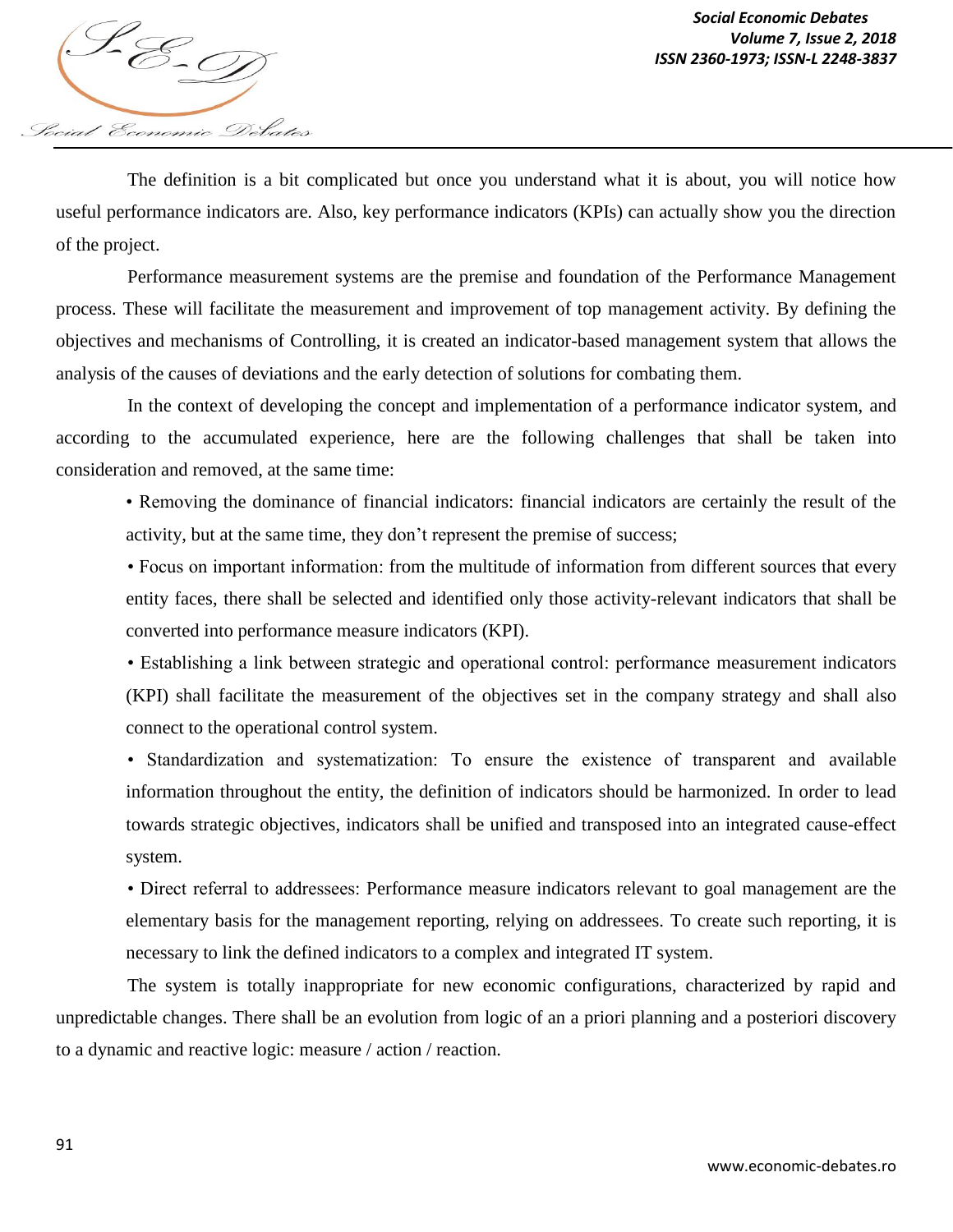The definition is a bit complicated but once you understand what it is about, you will notice how useful performance indicators are. Also, key performance indicators (KPIs) can actually show you the direction of the project.

Performance measurement systems are the premise and foundation of the Performance Management process. These will facilitate the measurement and improvement of top management activity. By defining the objectives and mechanisms of Controlling, it is created an indicator-based management system that allows the analysis of the causes of deviations and the early detection of solutions for combating them.

In the context of developing the concept and implementation of a performance indicator system, and according to the accumulated experience, here are the following challenges that shall be taken into consideration and removed, at the same time:

- Removing the dominance of financial indicators: financial indicators are certainly the result of the activity, but at the same time, they don't represent the premise of success;
- Focus on important information: from the multitude of information from different sources that every entity faces, there shall be selected and identified only those activity-relevant indicators that shall be converted into performance measure indicators (KPI).
- Establishing a link between strategic and operational control: performance measurement indicators (KPI) shall facilitate the measurement of the objectives set in the company strategy and shall also connect to the operational control system.
- Standardization and systematization: To ensure the existence of transparent and available information throughout the entity, the definition of indicators should be harmonized. In order to lead towards strategic objectives, indicators shall be unified and transposed into an integrated cause-effect system.
- Direct referral to addressees: Performance measure indicators relevant to goal management are the elementary basis for the management reporting, relying on addressees. To create such reporting, it is necessary to link the defined indicators to a complex and integrated IT system.

The system is totally inappropriate for new economic configurations, characterized by rapid and unpredictable changes. There shall be an evolution from logic of an a priori planning and a posteriori discovery to a dynamic and reactive logic: measure / action / reaction.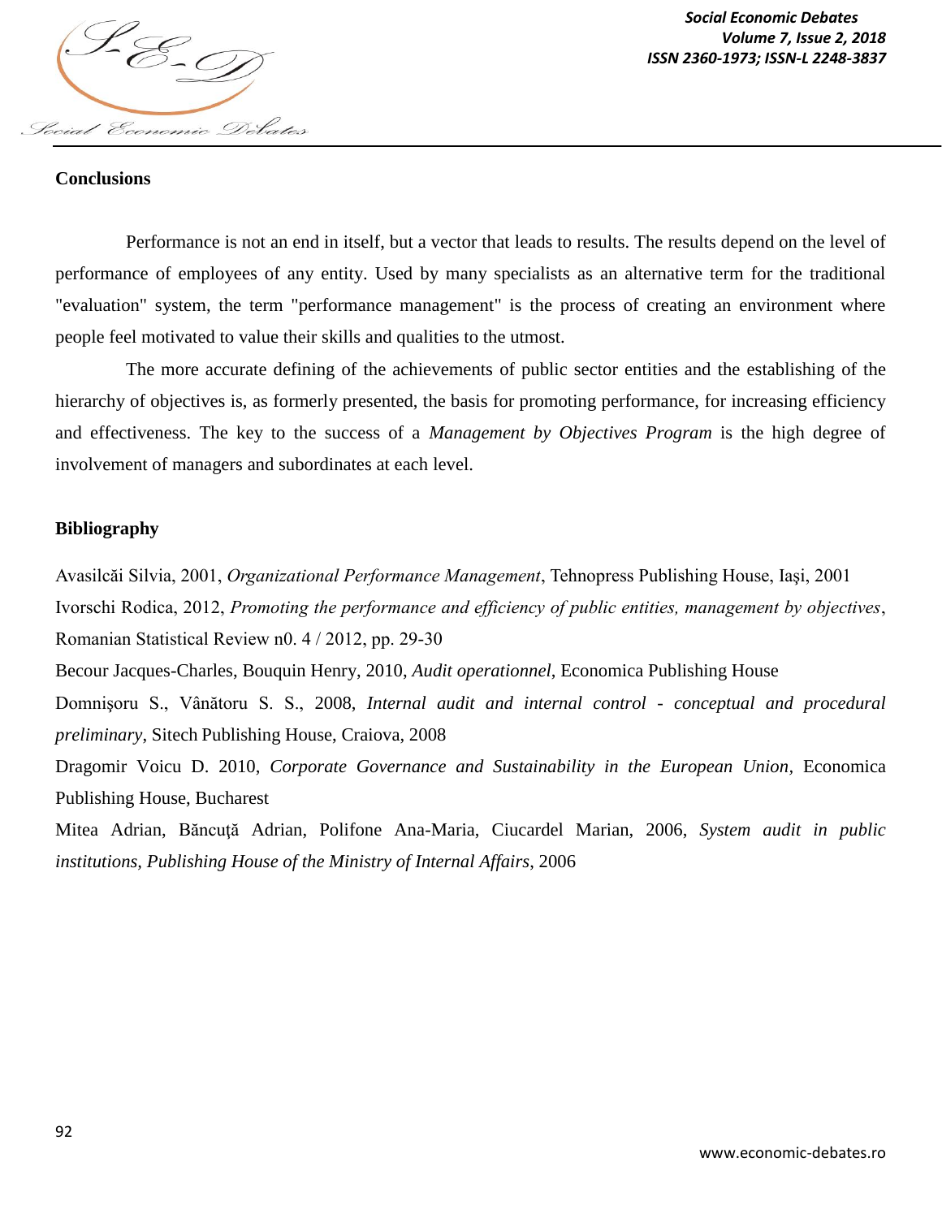## Conclusions

Performance is not an end in itself, but a vector that leads to results. The results depend on the level of performance of employees of any entity. Used by many specialists as an alternative term for the traditional "evaluation" system, the term "performance management" is the process of creating an environment where people feel motivated to value their skills and qualities to the utmost.

The more accurate defining of the achievements of public sector entities and the establishing of the hierarchy of objectives is, as formerly presented, the basis for promoting performance, for increasing efficiency and effectiveness. The key to the success of a *Management by Objectives Program* is the high degree of involvement of managers and subordinates at each level.

## Bibliography

Avasilcăi Silvia, 2001, *Organizational Performance Management*, Tehnopress Publishing House, Iaşi, 2001

Ivorschi Rodica, 2012, *Promoting the performance and efficiency of public entities, management by objectives*, Romanian Statistical Review n0. 4 / 2012, pp. 29-30

Becour Jacques-Charles, Bouquin Henry, 2010, *Audit operationnel*, Economica Publishing House

Domnişoru S., Vânătoru S. S., 2008, *Internal audit and internal control - conceptual and procedural preliminary*, Sitech Publishing House, Craiova, 2008

Dragomir Voicu D. 2010, *Corporate Governance and Sustainability in the European Union*, Economica Publishing House, Bucharest

Mitea Adrian, Băncuţă Adrian, Polifone Ana-Maria, Ciucardel Marian, 2006, *System audit in public institutions, Publishing House of the Ministry of Internal Affairs*, 2006